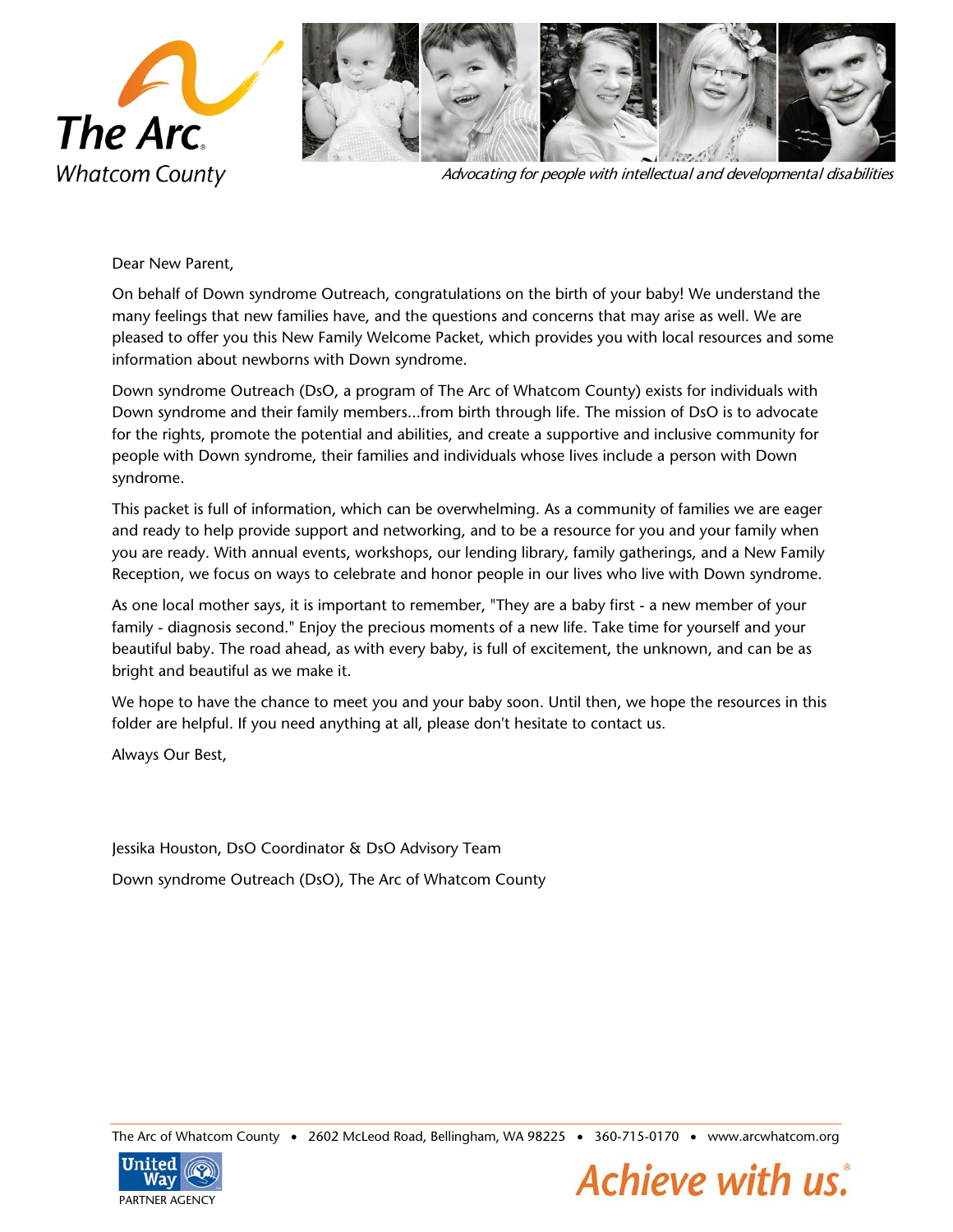The Arc
Whatcom County

*Advocating for people with intellectual and developmental disabilities*

Dear New Parent,

On behalf of Down syndrome Outreach, congratulations on the birth of your baby! We understand the many feelings that new families have, and the questions and concerns that may arise as well. We are pleased to offer you this New Family Welcome Packet, which provides you with local resources and some information about newborns with Down syndrome.

Down syndrome Outreach (DsO, a program of The Arc of Whatcom County) exists for individuals with Down syndrome and their family members...from birth through life. The mission of DsO is to advocate for the rights, promote the potential and abilities, and create a supportive and inclusive community for people with Down syndrome, their families and individuals whose lives include a person with Down syndrome.

This packet is full of information, which can be overwhelming. As a community of families we are eager and ready to help provide support and networking, and to be a resource for you and your family when you are ready. With annual events, workshops, our lending library, family gatherings, and a New Family Reception, we focus on ways to celebrate and honor people in our lives who live with Down syndrome.

As one local mother says, it is important to remember, "They are a baby first - a new member of your family - diagnosis second." Enjoy the precious moments of a new life. Take time for yourself and your beautiful baby. The road ahead, as with every baby, is full of excitement, the unknown, and can be as bright and beautiful as we make it.

We hope to have the chance to meet you and your baby soon. Until then, we hope the resources in this folder are helpful. If you need anything at all, please don't hesitate to contact us.

Always Our Best,

Jessika Houston, DsO Coordinator & DsO Advisory Team

Down syndrome Outreach (DsO), The Arc of Whatcom County

The Arc of Whatcom County • 2602 McLeod Road, Bellingham, WA 98225 • 360-715-0170 • www.arcwhatcom.org

United Way PARTNER AGENCY

Achieve with us.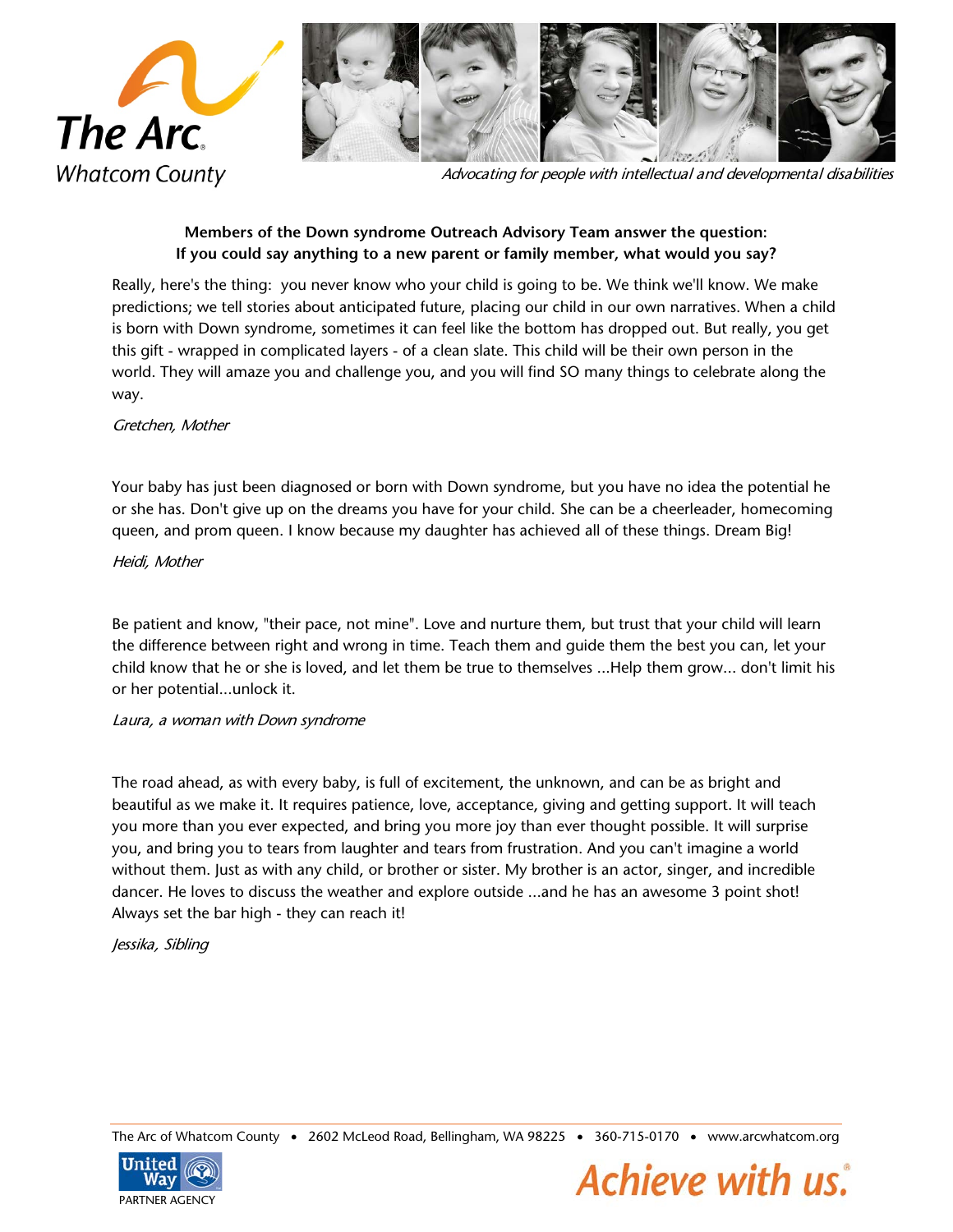The Arc Whatcom County

*Advocating for people with intellectual and developmental disabilities*

**Members of the Down syndrome Outreach Advisory Team answer the question:**
**If you could say anything to a new parent or family member, what would you say?**

Really, here's the thing: you never know who your child is going to be. We think we'll know. We make predictions; we tell stories about anticipated future, placing our child in our own narratives. When a child is born with Down syndrome, sometimes it can feel like the bottom has dropped out. But really, you get this gift - wrapped in complicated layers - of a clean slate. This child will be their own person in the world. They will amaze you and challenge you, and you will find SO many things to celebrate along the way.

*Gretchen, Mother*

Your baby has just been diagnosed or born with Down syndrome, but you have no idea the potential he or she has. Don't give up on the dreams you have for your child. She can be a cheerleader, homecoming queen, and prom queen. I know because my daughter has achieved all of these things. Dream Big!

*Heidi, Mother*

Be patient and know, "their pace, not mine". Love and nurture them, but trust that your child will learn the difference between right and wrong in time. Teach them and guide them the best you can, let your child know that he or she is loved, and let them be true to themselves ...Help them grow... don't limit his or her potential...unlock it.

*Laura, a woman with Down syndrome*

The road ahead, as with every baby, is full of excitement, the unknown, and can be as bright and beautiful as we make it. It requires patience, love, acceptance, giving and getting support. It will teach you more than you ever expected, and bring you more joy than ever thought possible. It will surprise you, and bring you to tears from laughter and tears from frustration. And you can't imagine a world without them. Just as with any child, or brother or sister. My brother is an actor, singer, and incredible dancer. He loves to discuss the weather and explore outside ...and he has an awesome 3 point shot! Always set the bar high - they can reach it!

*Jessika, Sibling*

The Arc of Whatcom County • 2602 McLeod Road, Bellingham, WA 98225 • 360-715-0170 • www.arcwhatcom.org

United Way PARTNER AGENCY

Achieve with us.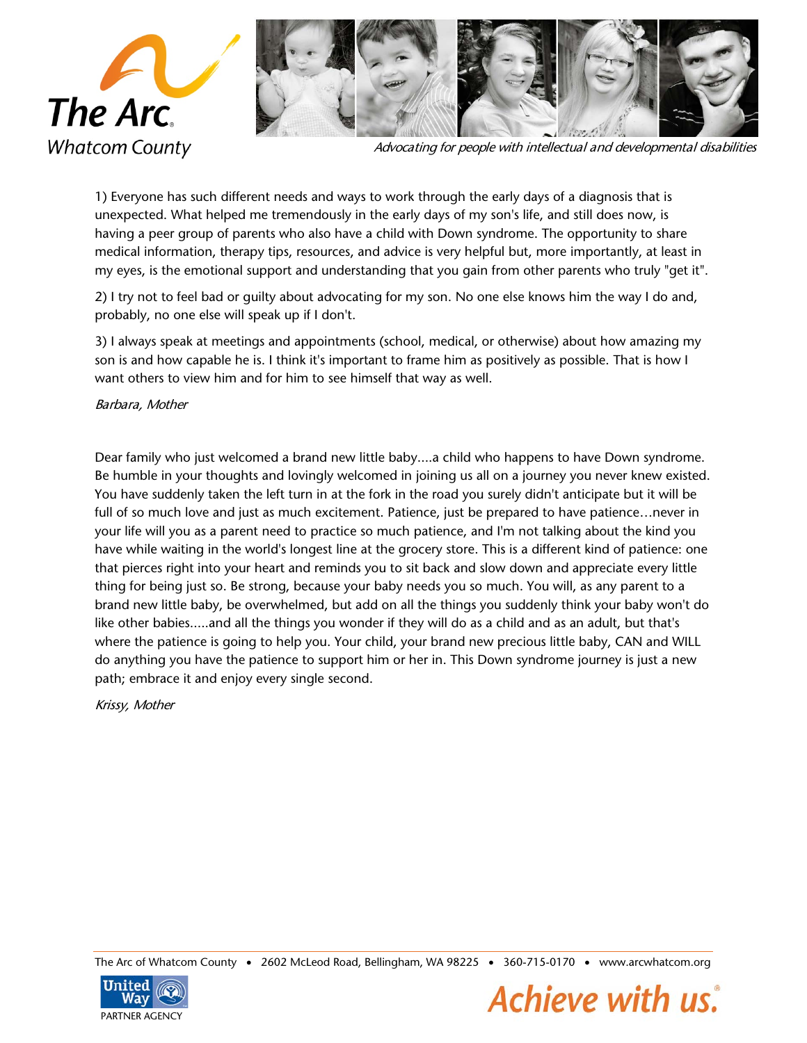1) Everyone has such different needs and ways to work through the early days of a diagnosis that is unexpected. What helped me tremendously in the early days of my son's life, and still does now, is having a peer group of parents who also have a child with Down syndrome. The opportunity to share medical information, therapy tips, resources, and advice is very helpful but, more importantly, at least in my eyes, is the emotional support and understanding that you gain from other parents who truly "get it".

2) I try not to feel bad or guilty about advocating for my son. No one else knows him the way I do and, probably, no one else will speak up if I don't.

3) I always speak at meetings and appointments (school, medical, or otherwise) about how amazing my son is and how capable he is. I think it's important to frame him as positively as possible. That is how I want others to view him and for him to see himself that way as well.

*Barbara, Mother*

Dear family who just welcomed a brand new little baby....a child who happens to have Down syndrome. Be humble in your thoughts and lovingly welcomed in joining us all on a journey you never knew existed. You have suddenly taken the left turn in at the fork in the road you surely didn't anticipate but it will be full of so much love and just as much excitement. Patience, just be prepared to have patience…never in your life will you as a parent need to practice so much patience, and I'm not talking about the kind you have while waiting in the world's longest line at the grocery store. This is a different kind of patience: one that pierces right into your heart and reminds you to sit back and slow down and appreciate every little thing for being just so. Be strong, because your baby needs you so much. You will, as any parent to a brand new little baby, be overwhelmed, but add on all the things you suddenly think your baby won't do like other babies.....and all the things you wonder if they will do as a child and as an adult, but that's where the patience is going to help you. Your child, your brand new precious little baby, CAN and WILL do anything you have the patience to support him or her in. This Down syndrome journey is just a new path; embrace it and enjoy every single second.

*Krissy, Mother*